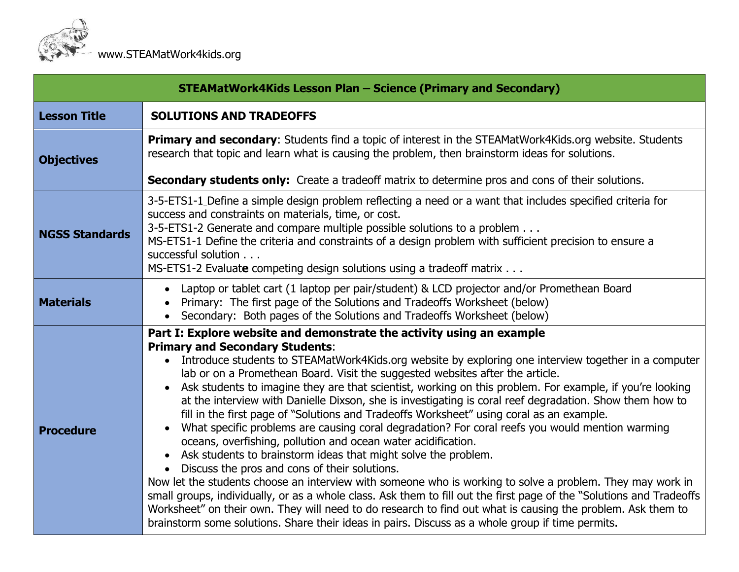www.STEAMatWork4kids.org

| STEAMatWork4Kids Lesson Plan – Science (Primary and Secondary) | |
|---|---|
| **Lesson Title** | **SOLUTIONS AND TRADEOFFS** |
| **Objectives** | **Primary and secondary**: Students find a topic of interest in the STEAMatWork4Kids.org website. Students research that topic and learn what is causing the problem, then brainstorm ideas for solutions.<br><br>**Secondary students only:** Create a tradeoff matrix to determine pros and cons of their solutions. |
| **NGSS Standards** | 3-5-ETS1-1 Define a simple design problem reflecting a need or a want that includes specified criteria for success and constraints on materials, time, or cost.<br>3-5-ETS1-2 Generate and compare multiple possible solutions to a problem . . .<br>MS-ETS1-1 Define the criteria and constraints of a design problem with sufficient precision to ensure a successful solution . . .<br>MS-ETS1-2 Evaluat**e** competing design solutions using a tradeoff matrix . . . |
| **Materials** | • Laptop or tablet cart (1 laptop per pair/student) & LCD projector and/or Promethean Board<br>• Primary: The first page of the Solutions and Tradeoffs Worksheet (below)<br>• Secondary: Both pages of the Solutions and Tradeoffs Worksheet (below) |
| **Procedure** | **Part I: Explore website and demonstrate the activity using an example**<br>**Primary and Secondary Students**:<br>• Introduce students to STEAMatWork4Kids.org website by exploring one interview together in a computer lab or on a Promethean Board. Visit the suggested websites after the article.<br>• Ask students to imagine they are that scientist, working on this problem. For example, if you're looking at the interview with Danielle Dixson, she is investigating is coral reef degradation. Show them how to fill in the first page of "Solutions and Tradeoffs Worksheet" using coral as an example.<br>• What specific problems are causing coral degradation? For coral reefs you would mention warming oceans, overfishing, pollution and ocean water acidification.<br>• Ask students to brainstorm ideas that might solve the problem.<br>• Discuss the pros and cons of their solutions.<br>Now let the students choose an interview with someone who is working to solve a problem. They may work in small groups, individually, or as a whole class. Ask them to fill out the first page of the "Solutions and Tradeoffs Worksheet" on their own. They will need to do research to find out what is causing the problem. Ask them to brainstorm some solutions. Share their ideas in pairs. Discuss as a whole group if time permits. |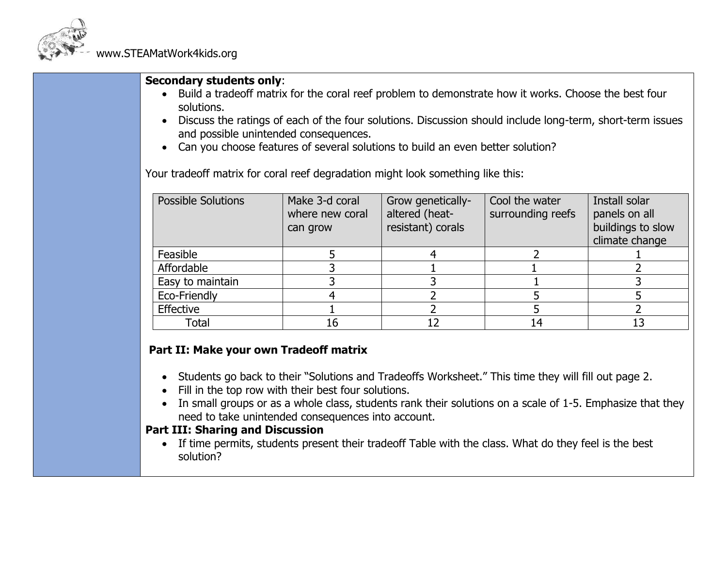**Secondary students only**:

- Build a tradeoff matrix for the coral reef problem to demonstrate how it works. Choose the best four solutions.
- Discuss the ratings of each of the four solutions. Discussion should include long-term, short-term issues and possible unintended consequences.
- Can you choose features of several solutions to build an even better solution?

Your tradeoff matrix for coral reef degradation might look something like this:

| Possible Solutions | Make 3-d coral where new coral can grow | Grow genetically-altered (heat-resistant) corals | Cool the water surrounding reefs | Install solar panels on all buildings to slow climate change |
|---|---|---|---|---|
| Feasible | 5 | 4 | 2 | 1 |
| Affordable | 3 | 1 | 1 | 2 |
| Easy to maintain | 3 | 3 | 1 | 3 |
| Eco-Friendly | 4 | 2 | 5 | 5 |
| Effective | 1 | 2 | 5 | 2 |
| Total | 16 | 12 | 14 | 13 |

**Part II: Make your own Tradeoff matrix**

- Students go back to their "Solutions and Tradeoffs Worksheet." This time they will fill out page 2.
- Fill in the top row with their best four solutions.
- In small groups or as a whole class, students rank their solutions on a scale of 1-5. Emphasize that they need to take unintended consequences into account.

**Part III: Sharing and Discussion**

- If time permits, students present their tradeoff Table with the class. What do they feel is the best solution?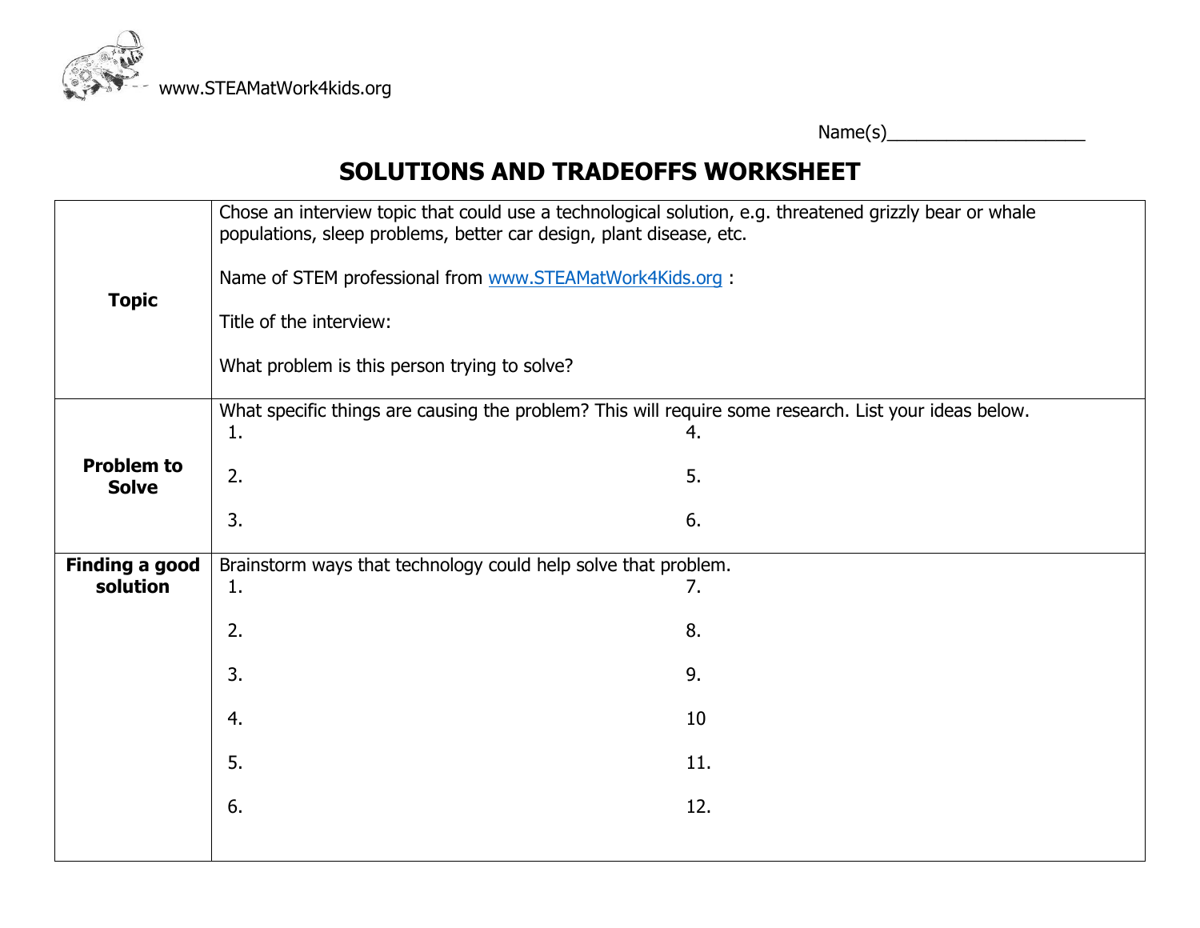www.STEAMatWork4kids.org

Name(s)____________________

# SOLUTIONS AND TRADEOFFS WORKSHEET

| | | |
|---|---|---|
| **Topic** | Chose an interview topic that could use a technological solution, e.g. threatened grizzly bear or whale populations, sleep problems, better car design, plant disease, etc.<br><br>Name of STEM professional from www.STEAMatWork4Kids.org :<br><br>Title of the interview:<br><br>What problem is this person trying to solve? | |
| **Problem to Solve** | What specific things are causing the problem? This will require some research. List your ideas below.<br>1.<br><br>2.<br><br>3. | <br>4.<br><br>5.<br><br>6. |
| **Finding a good solution** | Brainstorm ways that technology could help solve that problem.<br>1.<br><br>2.<br><br>3.<br><br>4.<br><br>5.<br><br>6. | <br>7.<br><br>8.<br><br>9.<br><br>10<br><br>11.<br><br>12. |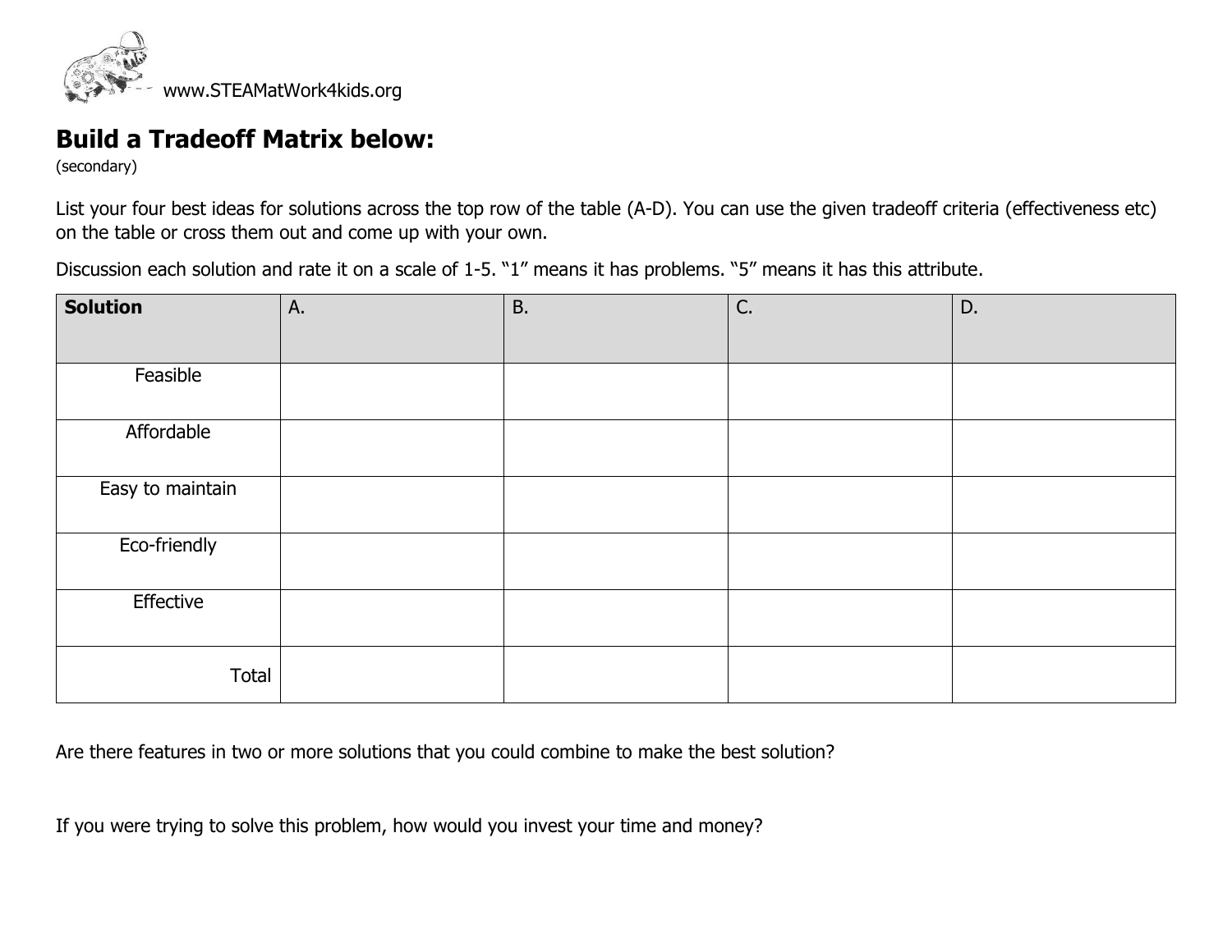www.STEAMatWork4kids.org

## Build a Tradeoff Matrix below:

(secondary)

List your four best ideas for solutions across the top row of the table (A-D). You can use the given tradeoff criteria (effectiveness etc) on the table or cross them out and come up with your own.

Discussion each solution and rate it on a scale of 1-5. "1" means it has problems. "5" means it has this attribute.

| **Solution** | A. | B. | C. | D. |
| --- | --- | --- | --- | --- |
| Feasible | | | | |
| Affordable | | | | |
| Easy to maintain | | | | |
| Eco-friendly | | | | |
| Effective | | | | |
| Total | | | | |

Are there features in two or more solutions that you could combine to make the best solution?

If you were trying to solve this problem, how would you invest your time and money?